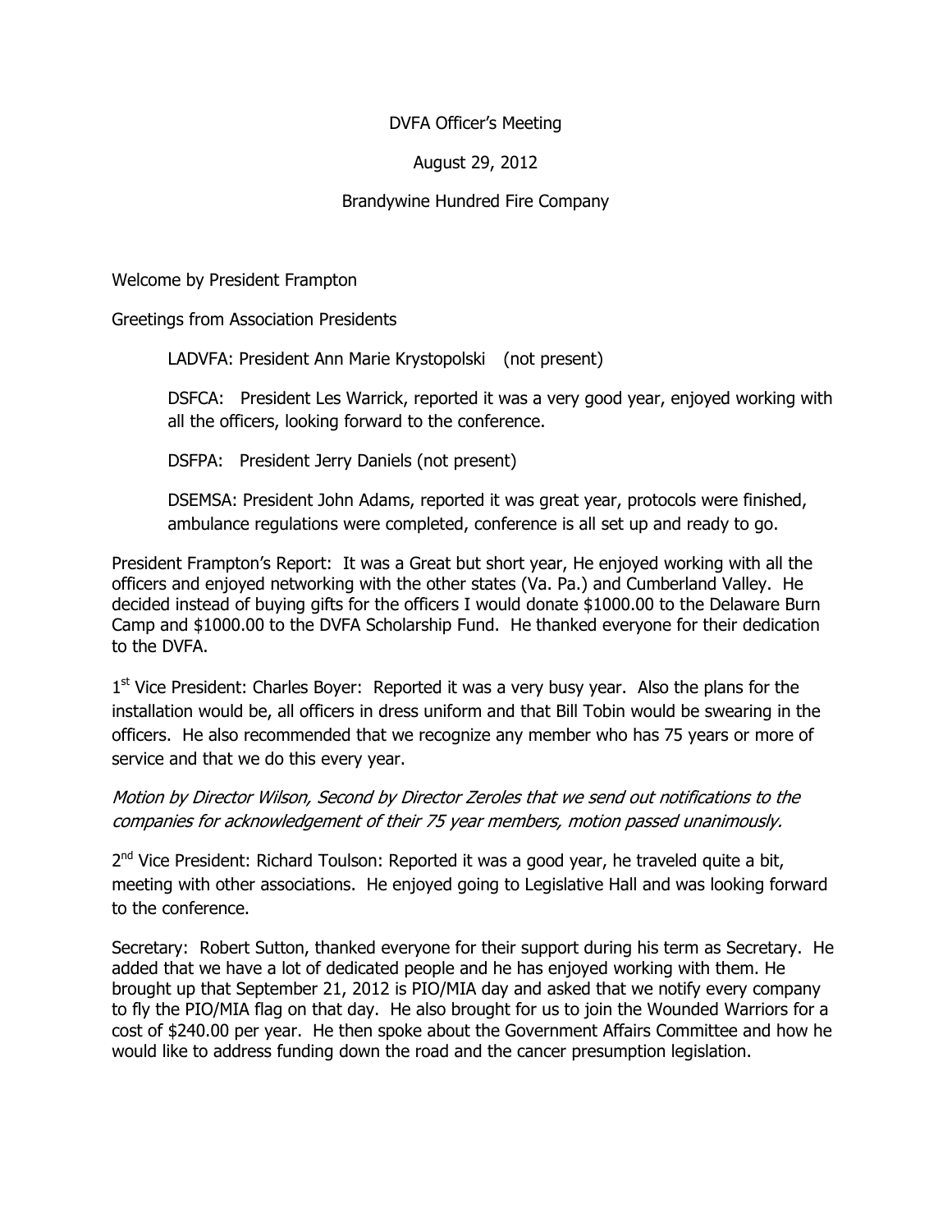DVFA Officer's Meeting

August 29, 2012

Brandywine Hundred Fire Company

Welcome by President Frampton

Greetings from Association Presidents

LADVFA: President Ann Marie Krystopolski (not present)

DSFCA: President Les Warrick, reported it was a very good year, enjoyed working with all the officers, looking forward to the conference.

DSFPA: President Jerry Daniels (not present)

DSEMSA: President John Adams, reported it was great year, protocols were finished, ambulance regulations were completed, conference is all set up and ready to go.

President Frampton's Report: It was a Great but short year, He enjoyed working with all the officers and enjoyed networking with the other states (Va. Pa.) and Cumberland Valley. He decided instead of buying gifts for the officers I would donate $1000.00 to the Delaware Burn Camp and $1000.00 to the DVFA Scholarship Fund. He thanked everyone for their dedication to the DVFA.

1st Vice President: Charles Boyer: Reported it was a very busy year. Also the plans for the installation would be, all officers in dress uniform and that Bill Tobin would be swearing in the officers. He also recommended that we recognize any member who has 75 years or more of service and that we do this every year.

*Motion by Director Wilson, Second by Director Zeroles that we send out notifications to the companies for acknowledgement of their 75 year members, motion passed unanimously.*

2nd Vice President: Richard Toulson: Reported it was a good year, he traveled quite a bit, meeting with other associations. He enjoyed going to Legislative Hall and was looking forward to the conference.

Secretary: Robert Sutton, thanked everyone for their support during his term as Secretary. He added that we have a lot of dedicated people and he has enjoyed working with them. He brought up that September 21, 2012 is PIO/MIA day and asked that we notify every company to fly the PIO/MIA flag on that day. He also brought for us to join the Wounded Warriors for a cost of $240.00 per year. He then spoke about the Government Affairs Committee and how he would like to address funding down the road and the cancer presumption legislation.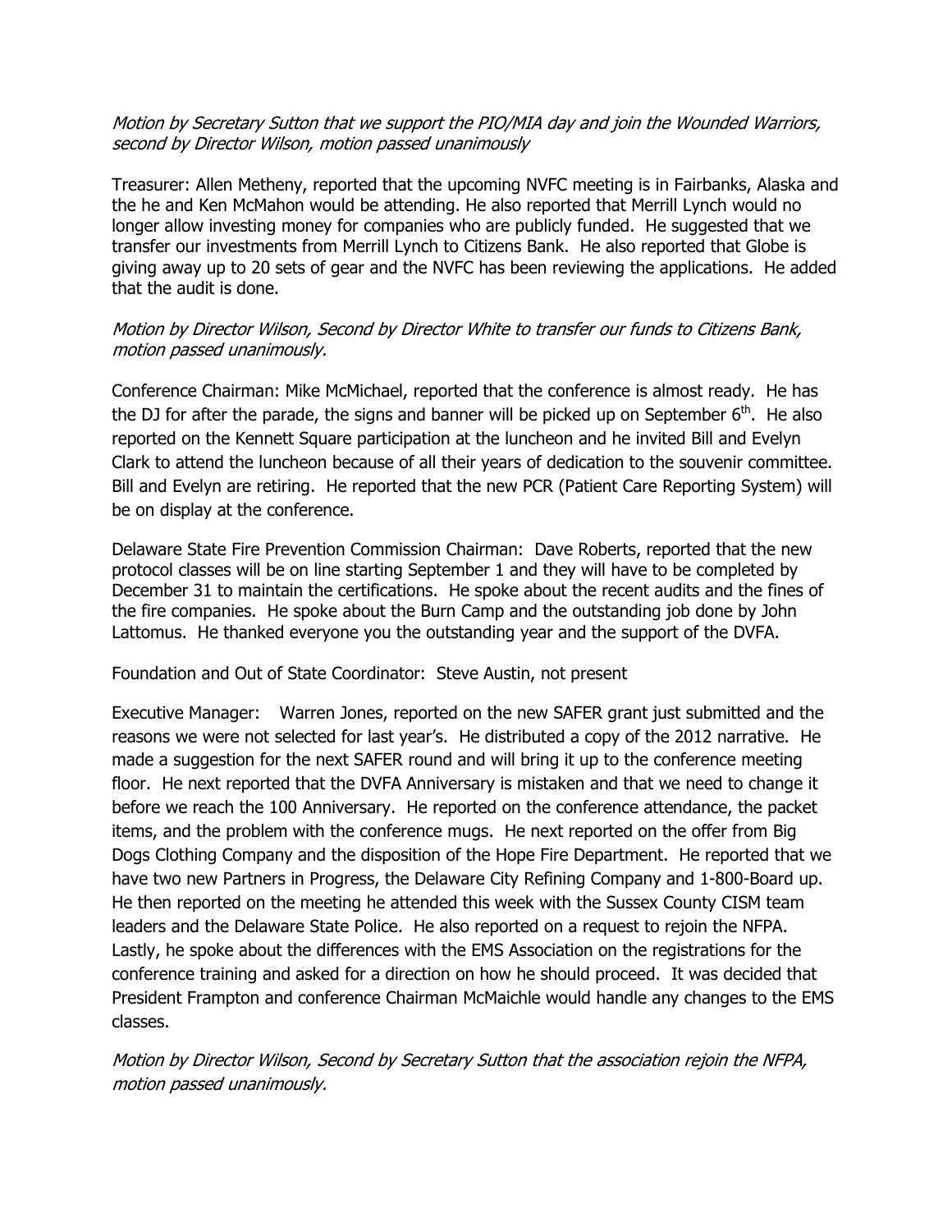*Motion by Secretary Sutton that we support the PIO/MIA day and join the Wounded Warriors, second by Director Wilson, motion passed unanimously*

Treasurer: Allen Metheny, reported that the upcoming NVFC meeting is in Fairbanks, Alaska and the he and Ken McMahon would be attending. He also reported that Merrill Lynch would no longer allow investing money for companies who are publicly funded. He suggested that we transfer our investments from Merrill Lynch to Citizens Bank. He also reported that Globe is giving away up to 20 sets of gear and the NVFC has been reviewing the applications. He added that the audit is done.

*Motion by Director Wilson, Second by Director White to transfer our funds to Citizens Bank, motion passed unanimously.*

Conference Chairman: Mike McMichael, reported that the conference is almost ready. He has the DJ for after the parade, the signs and banner will be picked up on September 6th. He also reported on the Kennett Square participation at the luncheon and he invited Bill and Evelyn Clark to attend the luncheon because of all their years of dedication to the souvenir committee. Bill and Evelyn are retiring. He reported that the new PCR (Patient Care Reporting System) will be on display at the conference.

Delaware State Fire Prevention Commission Chairman: Dave Roberts, reported that the new protocol classes will be on line starting September 1 and they will have to be completed by December 31 to maintain the certifications. He spoke about the recent audits and the fines of the fire companies. He spoke about the Burn Camp and the outstanding job done by John Lattomus. He thanked everyone you the outstanding year and the support of the DVFA.

Foundation and Out of State Coordinator: Steve Austin, not present

Executive Manager: Warren Jones, reported on the new SAFER grant just submitted and the reasons we were not selected for last year's. He distributed a copy of the 2012 narrative. He made a suggestion for the next SAFER round and will bring it up to the conference meeting floor. He next reported that the DVFA Anniversary is mistaken and that we need to change it before we reach the 100 Anniversary. He reported on the conference attendance, the packet items, and the problem with the conference mugs. He next reported on the offer from Big Dogs Clothing Company and the disposition of the Hope Fire Department. He reported that we have two new Partners in Progress, the Delaware City Refining Company and 1-800-Board up. He then reported on the meeting he attended this week with the Sussex County CISM team leaders and the Delaware State Police. He also reported on a request to rejoin the NFPA. Lastly, he spoke about the differences with the EMS Association on the registrations for the conference training and asked for a direction on how he should proceed. It was decided that President Frampton and conference Chairman McMaichle would handle any changes to the EMS classes.

*Motion by Director Wilson, Second by Secretary Sutton that the association rejoin the NFPA, motion passed unanimously.*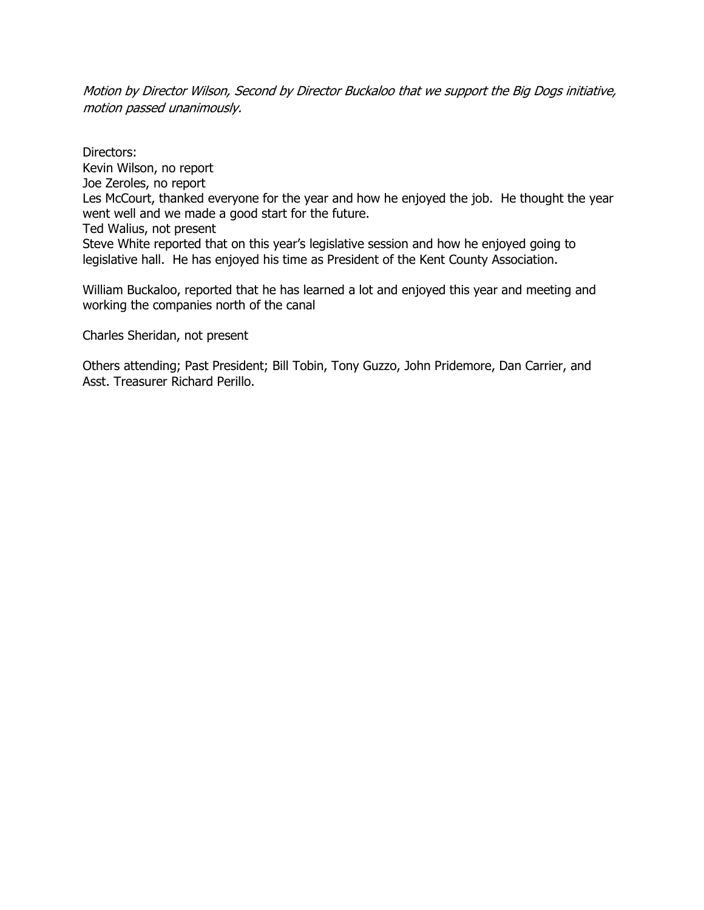*Motion by Director Wilson, Second by Director Buckaloo that we support the Big Dogs initiative, motion passed unanimously.*

Directors:
Kevin Wilson, no report
Joe Zeroles, no report
Les McCourt, thanked everyone for the year and how he enjoyed the job. He thought the year went well and we made a good start for the future.
Ted Walius, not present
Steve White reported that on this year's legislative session and how he enjoyed going to legislative hall. He has enjoyed his time as President of the Kent County Association.

William Buckaloo, reported that he has learned a lot and enjoyed this year and meeting and working the companies north of the canal

Charles Sheridan, not present

Others attending; Past President; Bill Tobin, Tony Guzzo, John Pridemore, Dan Carrier, and Asst. Treasurer Richard Perillo.